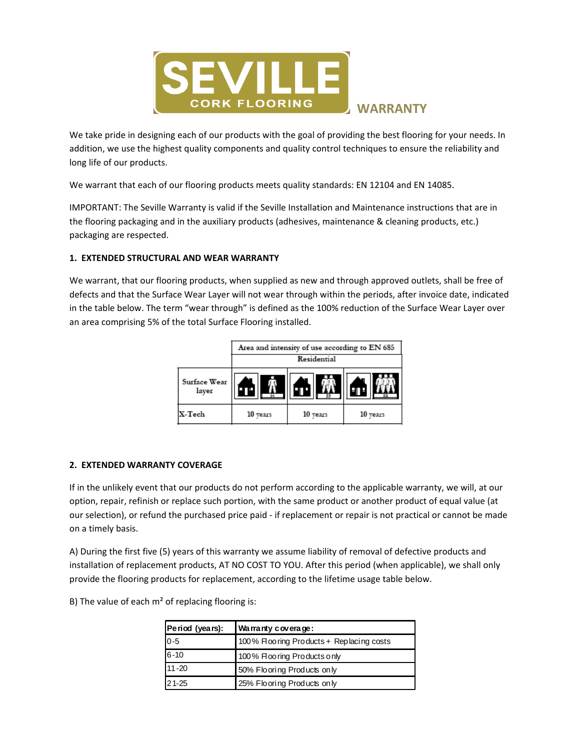# SEVILLE CORK FLOORING WARRANTY

We take pride in designing each of our products with the goal of providing the best flooring for your needs. In addition, we use the highest quality components and quality control techniques to ensure the reliability and long life of our products.

We warrant that each of our flooring products meets quality standards: EN 12104 and EN 14085.

IMPORTANT: The Seville Warranty is valid if the Seville Installation and Maintenance instructions that are in the flooring packaging and in the auxiliary products (adhesives, maintenance & cleaning products, etc.) packaging are respected.

### 1. EXTENDED STRUCTURAL AND WEAR WARRANTY

We warrant, that our flooring products, when supplied as new and through approved outlets, shall be free of defects and that the Surface Wear Layer will not wear through within the periods, after invoice date, indicated in the table below. The term "wear through" is defined as the 100% reduction of the Surface Wear Layer over an area comprising 5% of the total Surface Flooring installed.

| | Area and intensity of use according to EN 685 | | |
|---|---|---|---|
| | Residential | | |
| Surface Wear layer | 21 | 22 | 23 |
| X-Tech | 10 years | 10 years | 10 years |

### 2. EXTENDED WARRANTY COVERAGE

If in the unlikely event that our products do not perform according to the applicable warranty, we will, at our option, repair, refinish or replace such portion, with the same product or another product of equal value (at our selection), or refund the purchased price paid - if replacement or repair is not practical or cannot be made on a timely basis.

A) During the first five (5) years of this warranty we assume liability of removal of defective products and installation of replacement products, AT NO COST TO YOU. After this period (when applicable), we shall only provide the flooring products for replacement, according to the lifetime usage table below.

B) The value of each m² of replacing flooring is:

| Period (years): | Warranty coverage: |
|---|---|
| 0-5 | 100% Flooring Products + Replacing costs |
| 6-10 | 100% Flooring Products only |
| 11-20 | 50% Flooring Products only |
| 21-25 | 25% Flooring Products only |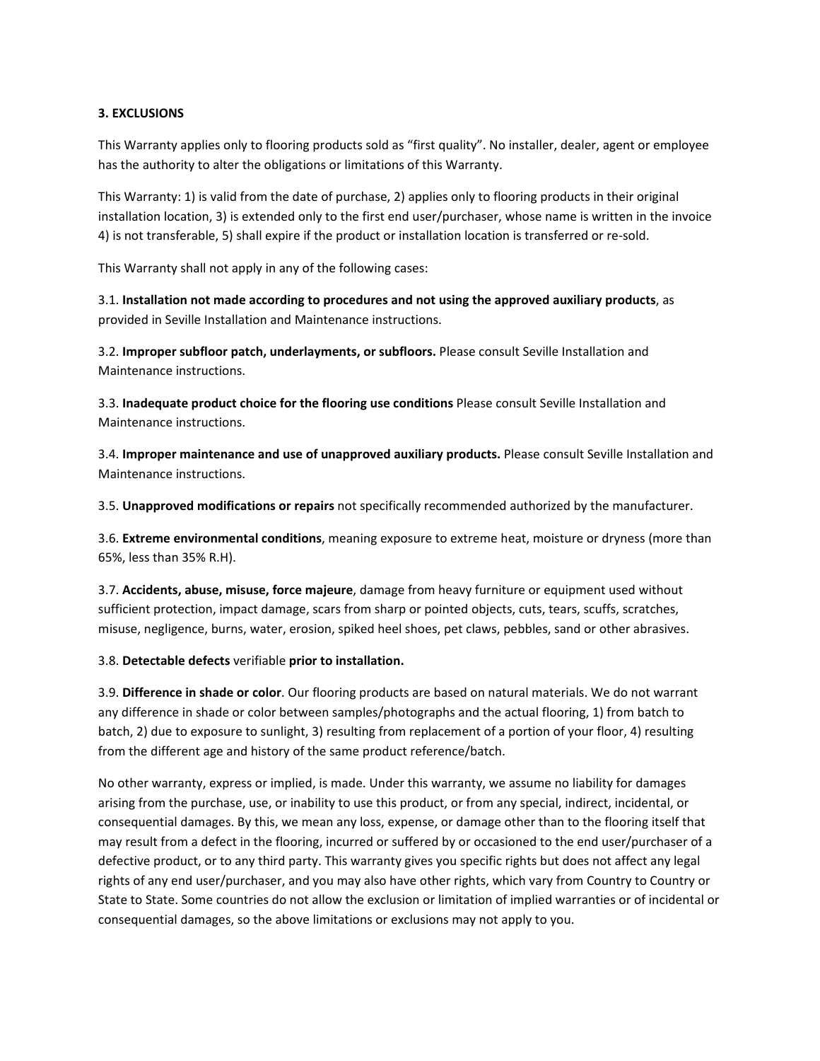**3. EXCLUSIONS**

This Warranty applies only to flooring products sold as "first quality". No installer, dealer, agent or employee has the authority to alter the obligations or limitations of this Warranty.

This Warranty: 1) is valid from the date of purchase, 2) applies only to flooring products in their original installation location, 3) is extended only to the first end user/purchaser, whose name is written in the invoice 4) is not transferable, 5) shall expire if the product or installation location is transferred or re-sold.

This Warranty shall not apply in any of the following cases:

3.1. **Installation not made according to procedures and not using the approved auxiliary products**, as provided in Seville Installation and Maintenance instructions.

3.2. **Improper subfloor patch, underlayments, or subfloors.** Please consult Seville Installation and Maintenance instructions.

3.3. **Inadequate product choice for the flooring use conditions** Please consult Seville Installation and Maintenance instructions.

3.4. **Improper maintenance and use of unapproved auxiliary products.** Please consult Seville Installation and Maintenance instructions.

3.5. **Unapproved modifications or repairs** not specifically recommended authorized by the manufacturer.

3.6. **Extreme environmental conditions**, meaning exposure to extreme heat, moisture or dryness (more than 65%, less than 35% R.H).

3.7. **Accidents, abuse, misuse, force majeure**, damage from heavy furniture or equipment used without sufficient protection, impact damage, scars from sharp or pointed objects, cuts, tears, scuffs, scratches, misuse, negligence, burns, water, erosion, spiked heel shoes, pet claws, pebbles, sand or other abrasives.

3.8. **Detectable defects** verifiable **prior to installation.**

3.9. **Difference in shade or color**. Our flooring products are based on natural materials. We do not warrant any difference in shade or color between samples/photographs and the actual flooring, 1) from batch to batch, 2) due to exposure to sunlight, 3) resulting from replacement of a portion of your floor, 4) resulting from the different age and history of the same product reference/batch.

No other warranty, express or implied, is made. Under this warranty, we assume no liability for damages arising from the purchase, use, or inability to use this product, or from any special, indirect, incidental, or consequential damages. By this, we mean any loss, expense, or damage other than to the flooring itself that may result from a defect in the flooring, incurred or suffered by or occasioned to the end user/purchaser of a defective product, or to any third party. This warranty gives you specific rights but does not affect any legal rights of any end user/purchaser, and you may also have other rights, which vary from Country to Country or State to State. Some countries do not allow the exclusion or limitation of implied warranties or of incidental or consequential damages, so the above limitations or exclusions may not apply to you.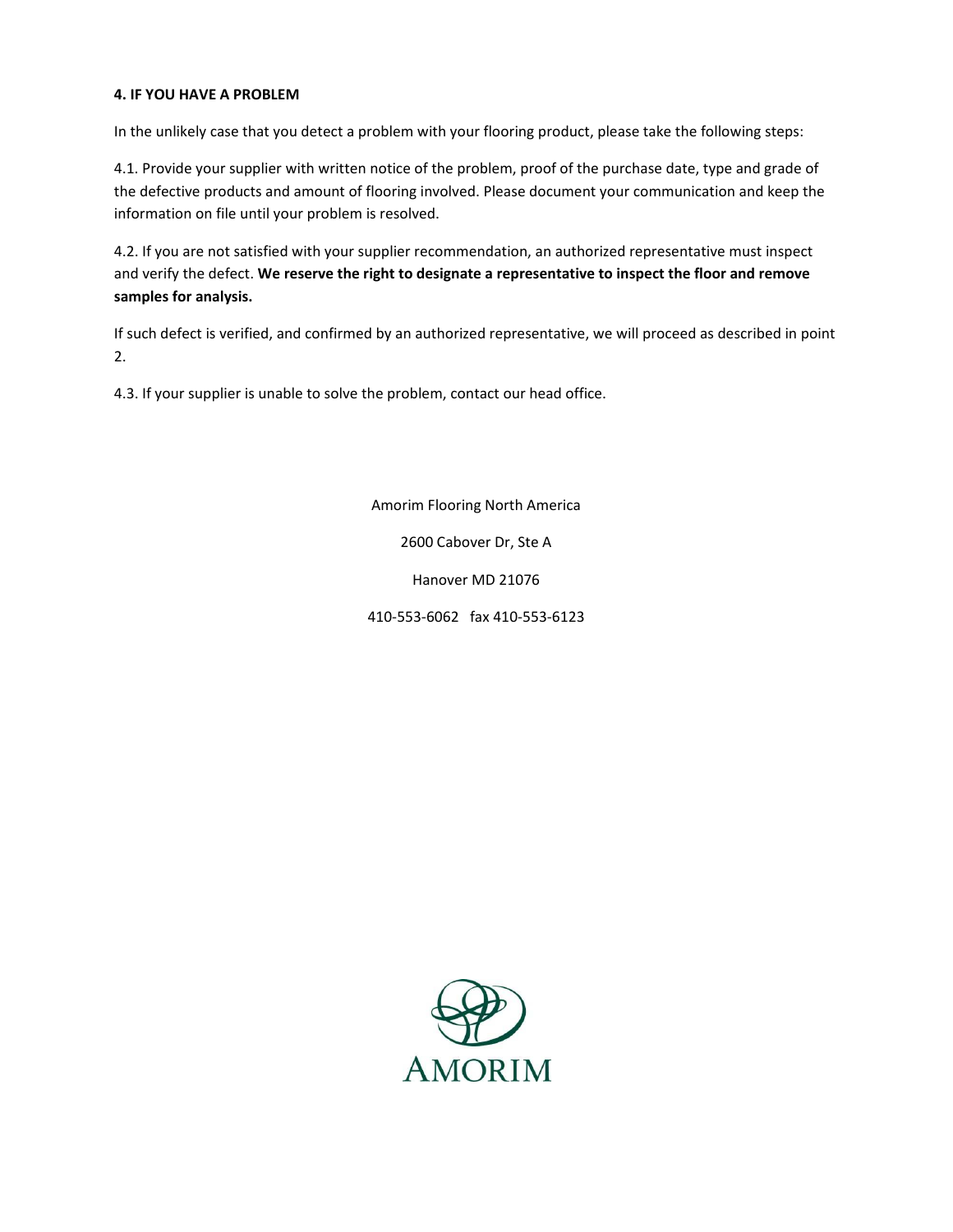**4. IF YOU HAVE A PROBLEM**

In the unlikely case that you detect a problem with your flooring product, please take the following steps:

4.1. Provide your supplier with written notice of the problem, proof of the purchase date, type and grade of the defective products and amount of flooring involved. Please document your communication and keep the information on file until your problem is resolved.

4.2. If you are not satisfied with your supplier recommendation, an authorized representative must inspect and verify the defect. **We reserve the right to designate a representative to inspect the floor and remove samples for analysis.**

If such defect is verified, and confirmed by an authorized representative, we will proceed as described in point 2.

4.3. If your supplier is unable to solve the problem, contact our head office.

Amorim Flooring North America

2600 Cabover Dr, Ste A

Hanover MD 21076

410-553-6062 fax 410-553-6123

AMORIM